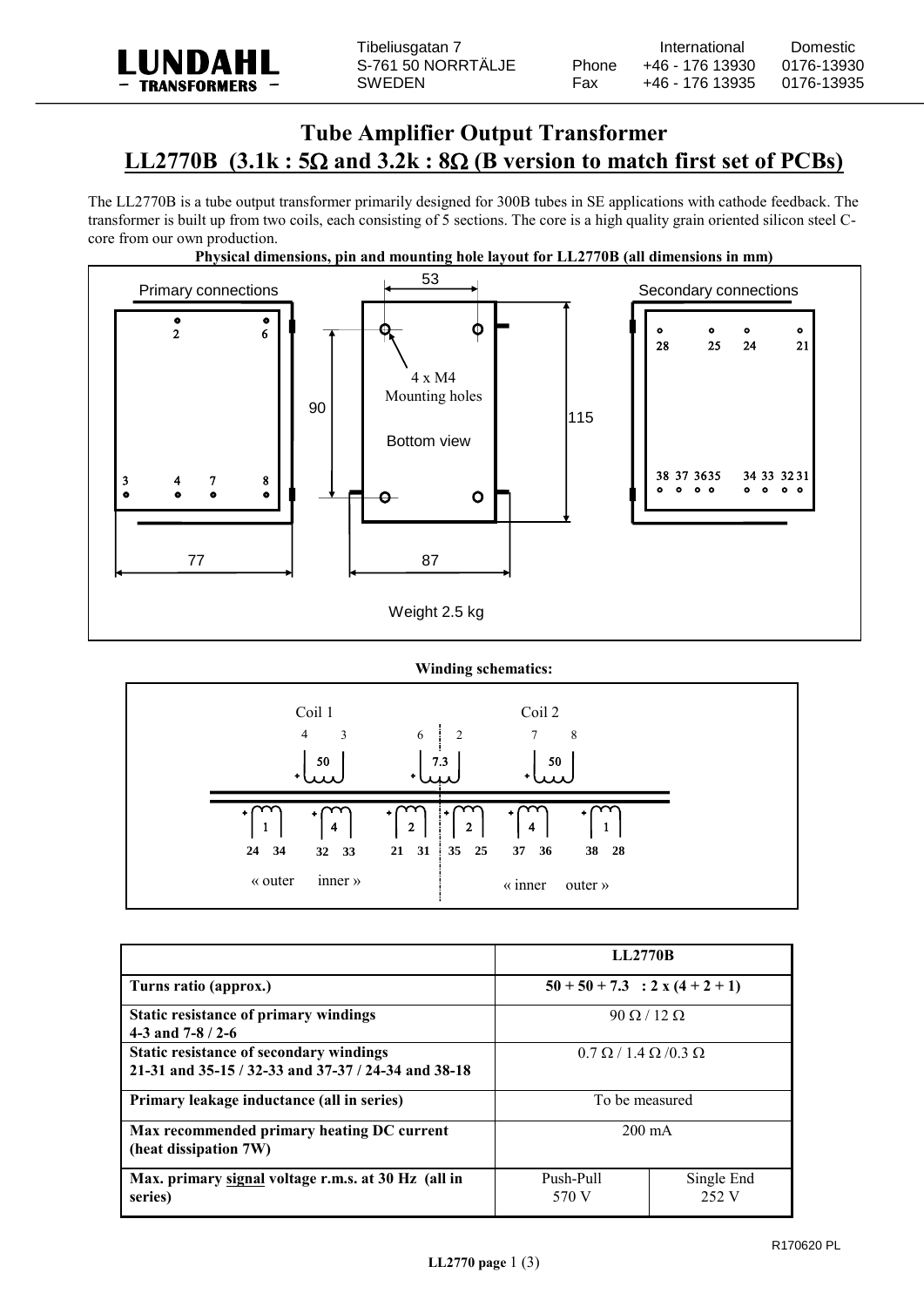LUNDAHL
– TRANSFORMERS –

Tibeliusgatan 7
S-761 50 NORRTÄLJE
SWEDEN

| | International | Domestic |
|---|---|---|
| Phone | +46 - 176 13930 | 0176-13930 |
| Fax | +46 - 176 13935 | 0176-13935 |

# Tube Amplifier Output Transformer

## LL2770B (3.1k : 5Ω and 3.2k : 8Ω (B version to match first set of PCBs)

The LL2770B is a tube output transformer primarily designed for 300B tubes in SE applications with cathode feedback. The transformer is built up from two coils, each consisting of 5 sections. The core is a high quality grain oriented silicon steel C-core from our own production.

**Physical dimensions, pin and mounting hole layout for LL2770B (all dimensions in mm)**

Primary connections: 2, 6 (top); 3, 4, 7, 8 (bottom)

Bottom view: 4 x M4 Mounting holes; dimensions 53, 90, 115, 77, 87

Secondary connections: 28, 25, 24, 21 (top); 38, 37, 36, 35, 34, 33, 32, 31 (bottom)

Weight 2.5 kg

**Winding schematics:**

Coil 1: primary 4–3 (50), 6–2 (7.3); secondaries 24–34 (1), 32–33 (4), 21–31 (2) — « outer inner »

Coil 2: primary 7–8 (50); secondaries 35–25 (2), 37–36 (4), 38–28 (1) — « inner outer »

| | LL2770B | |
|---|---|---|
| **Turns ratio (approx.)** | **50 + 50 + 7.3 : 2 x (4 + 2 + 1)** | |
| **Static resistance of primary windings 4-3 and 7-8 / 2-6** | 90 Ω / 12 Ω | |
| **Static resistance of secondary windings 21-31 and 35-15 / 32-33 and 37-37 / 24-34 and 38-18** | 0.7 Ω / 1.4 Ω /0.3 Ω | |
| **Primary leakage inductance (all in series)** | To be measured | |
| **Max recommended primary heating DC current (heat dissipation 7W)** | 200 mA | |
| **Max. primary signal voltage r.m.s. at 30 Hz (all in series)** | Push-Pull 570 V | Single End 252 V |

R170620 PL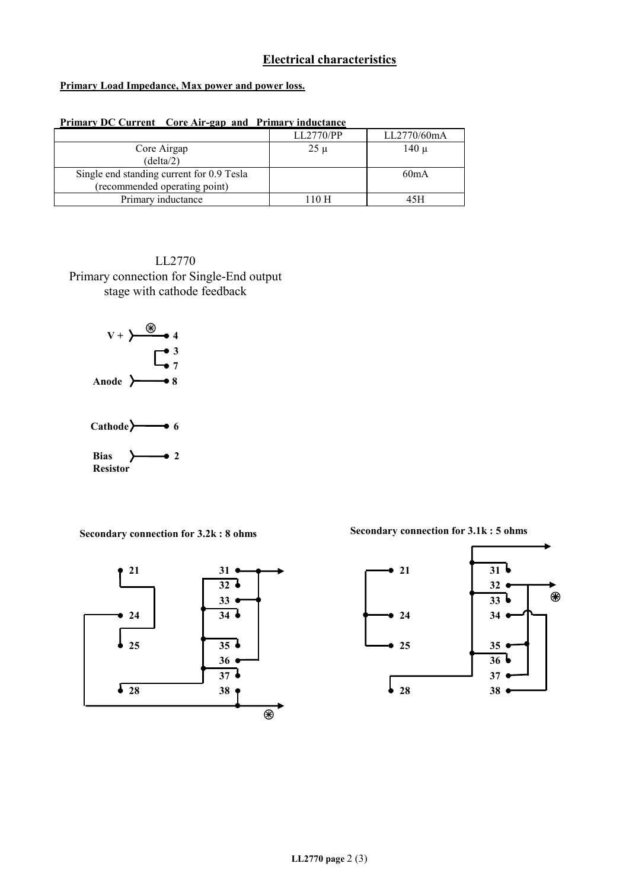## Electrical characteristics

**Primary Load Impedance, Max power and power loss.**

**Primary DC Current Core Air-gap and Primary inductance**

| | LL2770/PP | LL2770/60mA |
|---|---|---|
| Core Airgap (delta/2) | 25 µ | 140 µ |
| Single end standing current for 0.9 Tesla (recommended operating point) | | 60mA |
| Primary inductance | 110 H | 45H |

LL2770
Primary connection for Single-End output stage with cathode feedback

**V +** ⊛ — 4
3
7
**Anode** — 8

**Cathode** — 6

**Bias Resistor** — 2

**Secondary connection for 3.2k : 8 ohms**

21, 24, 25, 28, 31, 32, 33, 34, 35, 36, 37, 38 ⊛

**Secondary connection for 3.1k : 5 ohms**

21, 24, 25, 28, 31, 32, 33, 34, 35, 36, 37, 38 ⊛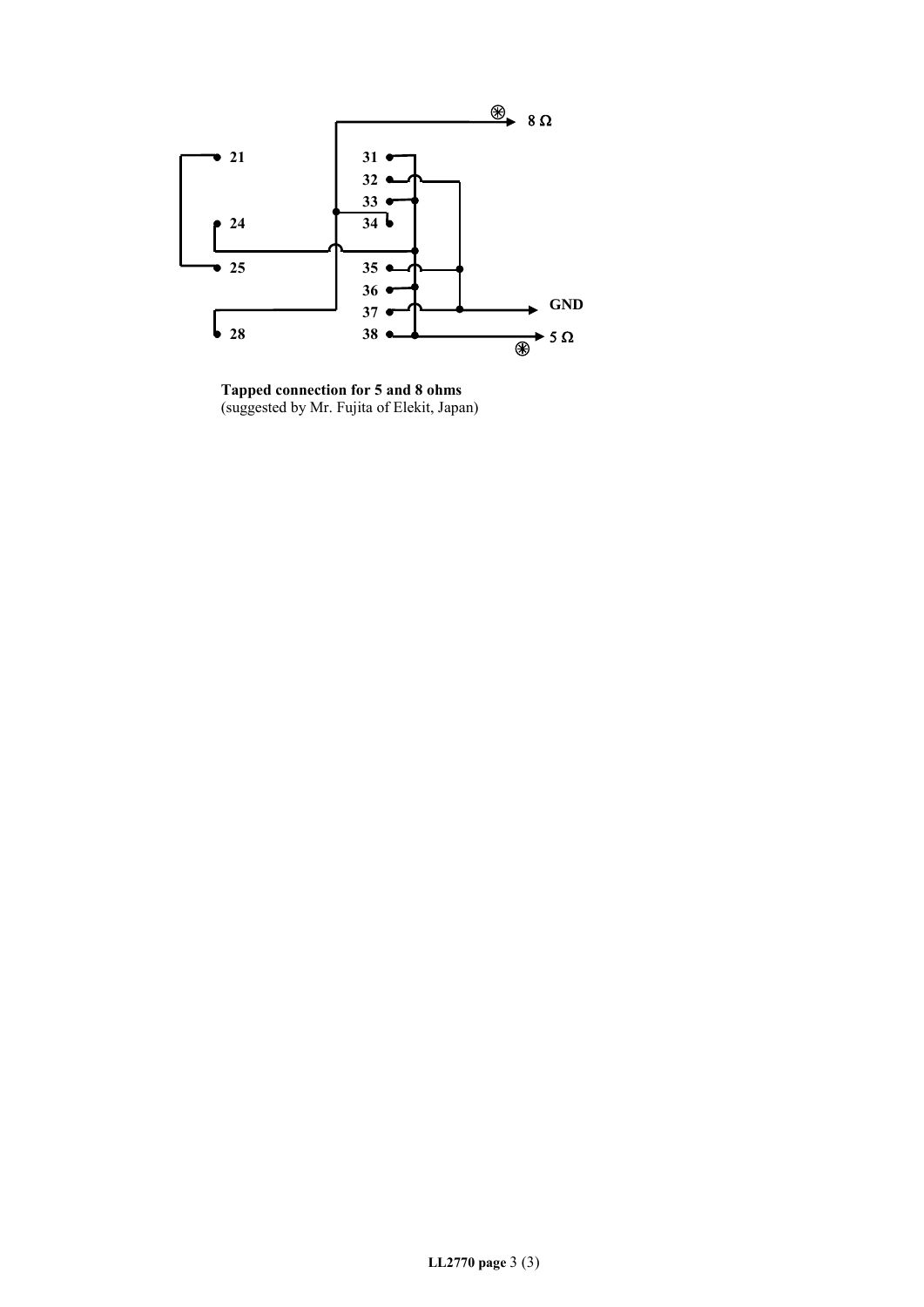8 Ω

21

24

25

28

31

32

33

34

35

36

37

38

GND

5 Ω

**Tapped connection for 5 and 8 ohms**
(suggested by Mr. Fujita of Elekit, Japan)